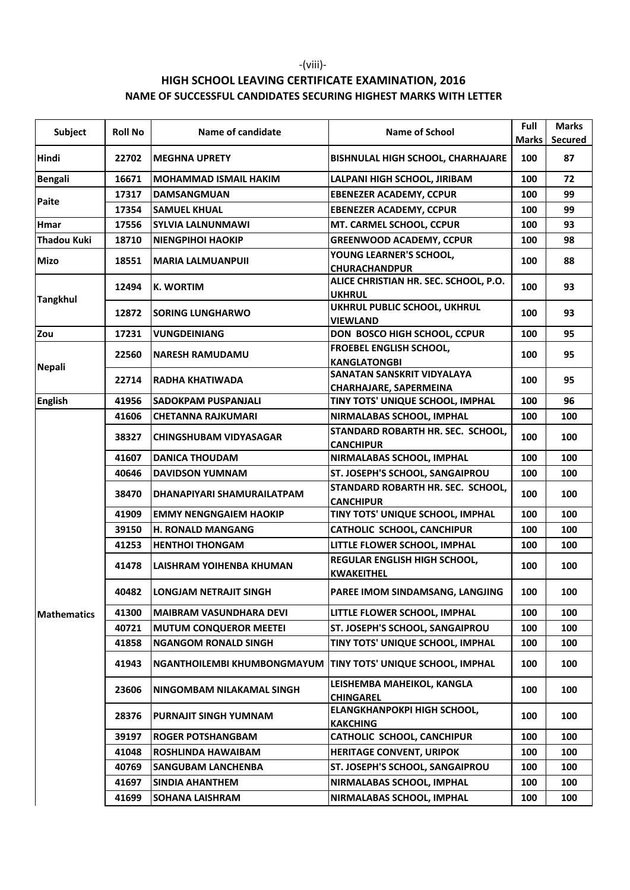## HIGH SCHOOL LEAVING CERTIFICATE EXAMINATION, 2016

### NAME OF SUCCESSFUL CANDIDATES SECURING HIGHEST MARKS WITH LETTER

| Subject | Roll No | Name of candidate | Name of School | Full Marks | Marks Secured |
|---|---|---|---|---|---|
| Hindi | 22702 | MEGHNA UPRETY | BISHNULAL HIGH SCHOOL, CHARHAJARE | 100 | 87 |
| Bengali | 16671 | MOHAMMAD ISMAIL HAKIM | LALPANI HIGH SCHOOL, JIRIBAM | 100 | 72 |
| Paite | 17317 | DAMSANGMUAN | EBENEZER ACADEMY, CCPUR | 100 | 99 |
| | 17354 | SAMUEL KHUAL | EBENEZER ACADEMY, CCPUR | 100 | 99 |
| Hmar | 17556 | SYLVIA LALNUNMAWI | MT. CARMEL SCHOOL, CCPUR | 100 | 93 |
| Thadou Kuki | 18710 | NIENGPIHOI HAOKIP | GREENWOOD ACADEMY, CCPUR | 100 | 98 |
| Mizo | 18551 | MARIA LALMUANPUII | YOUNG LEARNER'S SCHOOL, CHURACHANDPUR | 100 | 88 |
| Tangkhul | 12494 | K. WORTIM | ALICE CHRISTIAN HR. SEC. SCHOOL, P.O. UKHRUL | 100 | 93 |
| | 12872 | SORING LUNGHARWO | UKHRUL PUBLIC SCHOOL, UKHRUL VIEWLAND | 100 | 93 |
| Zou | 17231 | VUNGDEINIANG | DON BOSCO HIGH SCHOOL, CCPUR | 100 | 95 |
| Nepali | 22560 | NARESH RAMUDAMU | FROEBEL ENGLISH SCHOOL, KANGLATONGBI | 100 | 95 |
| | 22714 | RADHA KHATIWADA | SANATAN SANSKRIT VIDYALAYA CHARHAJARE, SAPERMEINA | 100 | 95 |
| English | 41956 | SADOKPAM PUSPANJALI | TINY TOTS' UNIQUE SCHOOL, IMPHAL | 100 | 96 |
| Mathematics | 41606 | CHETANNA RAJKUMARI | NIRMALABAS SCHOOL, IMPHAL | 100 | 100 |
| | 38327 | CHINGSHUBAM VIDYASAGAR | STANDARD ROBARTH HR. SEC. SCHOOL, CANCHIPUR | 100 | 100 |
| | 41607 | DANICA THOUDAM | NIRMALABAS SCHOOL, IMPHAL | 100 | 100 |
| | 40646 | DAVIDSON YUMNAM | ST. JOSEPH'S SCHOOL, SANGAIPROU | 100 | 100 |
| | 38470 | DHANAPIYARI SHAMURAILATPAM | STANDARD ROBARTH HR. SEC. SCHOOL, CANCHIPUR | 100 | 100 |
| | 41909 | EMMY NENGNGAIEM HAOKIP | TINY TOTS' UNIQUE SCHOOL, IMPHAL | 100 | 100 |
| | 39150 | H. RONALD MANGANG | CATHOLIC SCHOOL, CANCHIPUR | 100 | 100 |
| | 41253 | HENTHOI THONGAM | LITTLE FLOWER SCHOOL, IMPHAL | 100 | 100 |
| | 41478 | LAISHRAM YOIHENBA KHUMAN | REGULAR ENGLISH HIGH SCHOOL, KWAKEITHEL | 100 | 100 |
| | 40482 | LONGJAM NETRAJIT SINGH | PAREE IMOM SINDAMSANG, LANGJING | 100 | 100 |
| | 41300 | MAIBRAM VASUNDHARA DEVI | LITTLE FLOWER SCHOOL, IMPHAL | 100 | 100 |
| | 40721 | MUTUM CONQUEROR MEETEI | ST. JOSEPH'S SCHOOL, SANGAIPROU | 100 | 100 |
| | 41858 | NGANGOM RONALD SINGH | TINY TOTS' UNIQUE SCHOOL, IMPHAL | 100 | 100 |
| | 41943 | NGANTHOILEMBI KHUMBONGMAYUM | TINY TOTS' UNIQUE SCHOOL, IMPHAL | 100 | 100 |
| | 23606 | NINGOMBAM NILAKAMAL SINGH | LEISHEMBA MAHEIKOL, KANGLA CHINGAREL | 100 | 100 |
| | 28376 | PURNAJIT SINGH YUMNAM | ELANGKHANPOKPI HIGH SCHOOL, KAKCHING | 100 | 100 |
| | 39197 | ROGER POTSHANGBAM | CATHOLIC SCHOOL, CANCHIPUR | 100 | 100 |
| | 41048 | ROSHLINDA HAWAIBAM | HERITAGE CONVENT, URIPOK | 100 | 100 |
| | 40769 | SANGUBAM LANCHENBA | ST. JOSEPH'S SCHOOL, SANGAIPROU | 100 | 100 |
| | 41697 | SINDIA AHANTHEM | NIRMALABAS SCHOOL, IMPHAL | 100 | 100 |
| | 41699 | SOHANA LAISHRAM | NIRMALABAS SCHOOL, IMPHAL | 100 | 100 |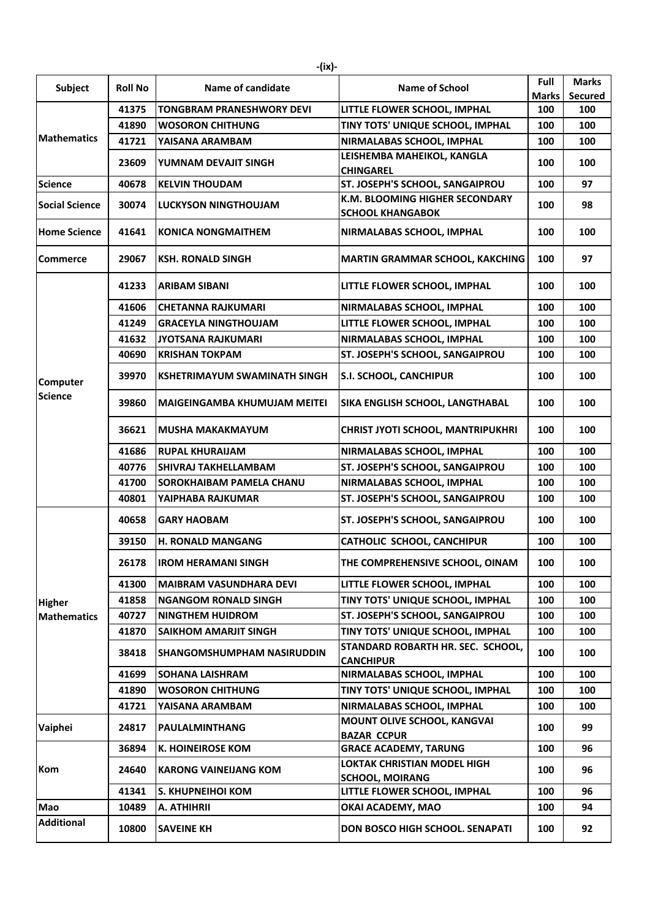-(ix)-

| Subject | Roll No | Name of candidate | Name of School | Full Marks | Marks Secured |
|---|---|---|---|---|---|
| Mathematics | 41375 | TONGBRAM PRANESHWORY DEVI | LITTLE FLOWER SCHOOL, IMPHAL | 100 | 100 |
| | 41890 | WOSORON CHITHUNG | TINY TOTS' UNIQUE SCHOOL, IMPHAL | 100 | 100 |
| | 41721 | YAISANA ARAMBAM | NIRMALABAS SCHOOL, IMPHAL | 100 | 100 |
| | 23609 | YUMNAM DEVAJIT SINGH | LEISHEMBA MAHEIKOL, KANGLA CHINGAREL | 100 | 100 |
| Science | 40678 | KELVIN THOUDAM | ST. JOSEPH'S SCHOOL, SANGAIPROU | 100 | 97 |
| Social Science | 30074 | LUCKYSON NINGTHOUJAM | K.M. BLOOMING HIGHER SECONDARY SCHOOL KHANGABOK | 100 | 98 |
| Home Science | 41641 | KONICA NONGMAITHEM | NIRMALABAS SCHOOL, IMPHAL | 100 | 100 |
| Commerce | 29067 | KSH. RONALD SINGH | MARTIN GRAMMAR SCHOOL, KAKCHING | 100 | 97 |
| Computer Science | 41233 | ARIBAM SIBANI | LITTLE FLOWER SCHOOL, IMPHAL | 100 | 100 |
| | 41606 | CHETANNA RAJKUMARI | NIRMALABAS SCHOOL, IMPHAL | 100 | 100 |
| | 41249 | GRACEYLA NINGTHOUJAM | LITTLE FLOWER SCHOOL, IMPHAL | 100 | 100 |
| | 41632 | JYOTSANA RAJKUMARI | NIRMALABAS SCHOOL, IMPHAL | 100 | 100 |
| | 40690 | KRISHAN TOKPAM | ST. JOSEPH'S SCHOOL, SANGAIPROU | 100 | 100 |
| | 39970 | KSHETRIMAYUM SWAMINATH SINGH | S.I. SCHOOL, CANCHIPUR | 100 | 100 |
| | 39860 | MAIGEINGAMBA KHUMUJAM MEITEI | SIKA ENGLISH SCHOOL, LANGTHABAL | 100 | 100 |
| | 36621 | MUSHA MAKAKMAYUM | CHRIST JYOTI SCHOOL, MANTRIPUKHRI | 100 | 100 |
| | 41686 | RUPAL KHURAIJAM | NIRMALABAS SCHOOL, IMPHAL | 100 | 100 |
| | 40776 | SHIVRAJ TAKHELLAMBAM | ST. JOSEPH'S SCHOOL, SANGAIPROU | 100 | 100 |
| | 41700 | SOROKHAIBAM PAMELA CHANU | NIRMALABAS SCHOOL, IMPHAL | 100 | 100 |
| | 40801 | YAIPHABA RAJKUMAR | ST. JOSEPH'S SCHOOL, SANGAIPROU | 100 | 100 |
| Higher Mathematics | 40658 | GARY HAOBAM | ST. JOSEPH'S SCHOOL, SANGAIPROU | 100 | 100 |
| | 39150 | H. RONALD MANGANG | CATHOLIC SCHOOL, CANCHIPUR | 100 | 100 |
| | 26178 | IROM HERAMANI SINGH | THE COMPREHENSIVE SCHOOL, OINAM | 100 | 100 |
| | 41300 | MAIBRAM VASUNDHARA DEVI | LITTLE FLOWER SCHOOL, IMPHAL | 100 | 100 |
| | 41858 | NGANGOM RONALD SINGH | TINY TOTS' UNIQUE SCHOOL, IMPHAL | 100 | 100 |
| | 40727 | NINGTHEM HUIDROM | ST. JOSEPH'S SCHOOL, SANGAIPROU | 100 | 100 |
| | 41870 | SAIKHOM AMARJIT SINGH | TINY TOTS' UNIQUE SCHOOL, IMPHAL | 100 | 100 |
| | 38418 | SHANGOMSHUMPHAM NASIRUDDIN | STANDARD ROBARTH HR. SEC. SCHOOL, CANCHIPUR | 100 | 100 |
| | 41699 | SOHANA LAISHRAM | NIRMALABAS SCHOOL, IMPHAL | 100 | 100 |
| | 41890 | WOSORON CHITHUNG | TINY TOTS' UNIQUE SCHOOL, IMPHAL | 100 | 100 |
| | 41721 | YAISANA ARAMBAM | NIRMALABAS SCHOOL, IMPHAL | 100 | 100 |
| Vaiphei | 24817 | PAULALMINTHANG | MOUNT OLIVE SCHOOL, KANGVAI BAZAR CCPUR | 100 | 99 |
| Kom | 36894 | K. HOINEIROSE KOM | GRACE ACADEMY, TARUNG | 100 | 96 |
| | 24640 | KARONG VAINEIJANG KOM | LOKTAK CHRISTIAN MODEL HIGH SCHOOL, MOIRANG | 100 | 96 |
| | 41341 | S. KHUPNEIHOI KOM | LITTLE FLOWER SCHOOL, IMPHAL | 100 | 96 |
| Mao | 10489 | A. ATHIHRII | OKAI ACADEMY, MAO | 100 | 94 |
| Additional | 10800 | SAVEINE KH | DON BOSCO HIGH SCHOOL. SENAPATI | 100 | 92 |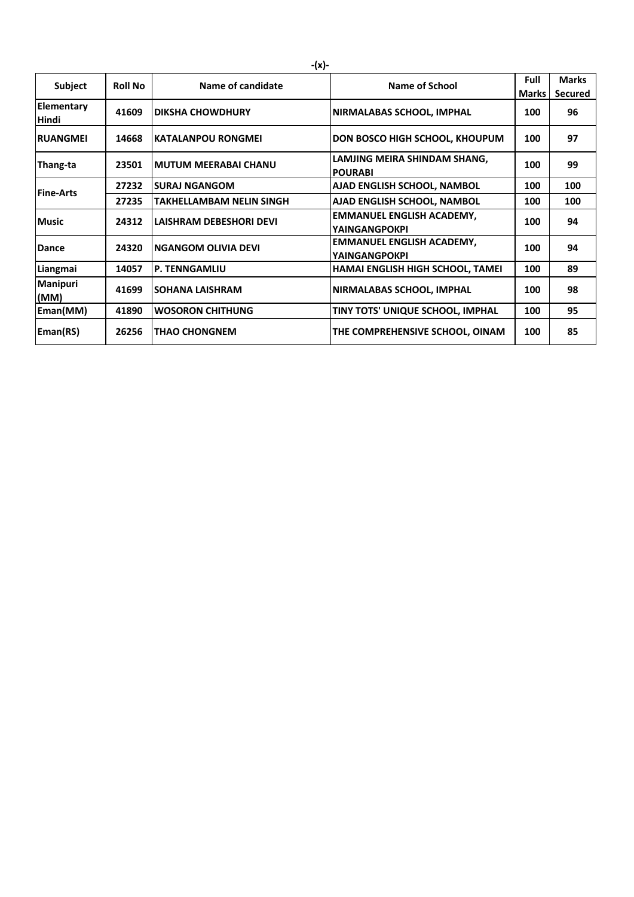-(x)-

| Subject | Roll No | Name of candidate | Name of School | Full Marks | Marks Secured |
|---|---|---|---|---|---|
| Elementary Hindi | 41609 | DIKSHA CHOWDHURY | NIRMALABAS SCHOOL, IMPHAL | 100 | 96 |
| RUANGMEI | 14668 | KATALANPOU RONGMEI | DON BOSCO HIGH SCHOOL, KHOUPUM | 100 | 97 |
| Thang-ta | 23501 | MUTUM MEERABAI CHANU | LAMJING MEIRA SHINDAM SHANG, POURABI | 100 | 99 |
| Fine-Arts | 27232 | SURAJ NGANGOM | AJAD ENGLISH SCHOOL, NAMBOL | 100 | 100 |
| | 27235 | TAKHELLAMBAM NELIN SINGH | AJAD ENGLISH SCHOOL, NAMBOL | 100 | 100 |
| Music | 24312 | LAISHRAM DEBESHORI DEVI | EMMANUEL ENGLISH ACADEMY, YAINGANGPOKPI | 100 | 94 |
| Dance | 24320 | NGANGOM OLIVIA DEVI | EMMANUEL ENGLISH ACADEMY, YAINGANGPOKPI | 100 | 94 |
| Liangmai | 14057 | P. TENNGAMLIU | HAMAI ENGLISH HIGH SCHOOL, TAMEI | 100 | 89 |
| Manipuri (MM) | 41699 | SOHANA LAISHRAM | NIRMALABAS SCHOOL, IMPHAL | 100 | 98 |
| Eman(MM) | 41890 | WOSORON CHITHUNG | TINY TOTS' UNIQUE SCHOOL, IMPHAL | 100 | 95 |
| Eman(RS) | 26256 | THAO CHONGNEM | THE COMPREHENSIVE SCHOOL, OINAM | 100 | 85 |